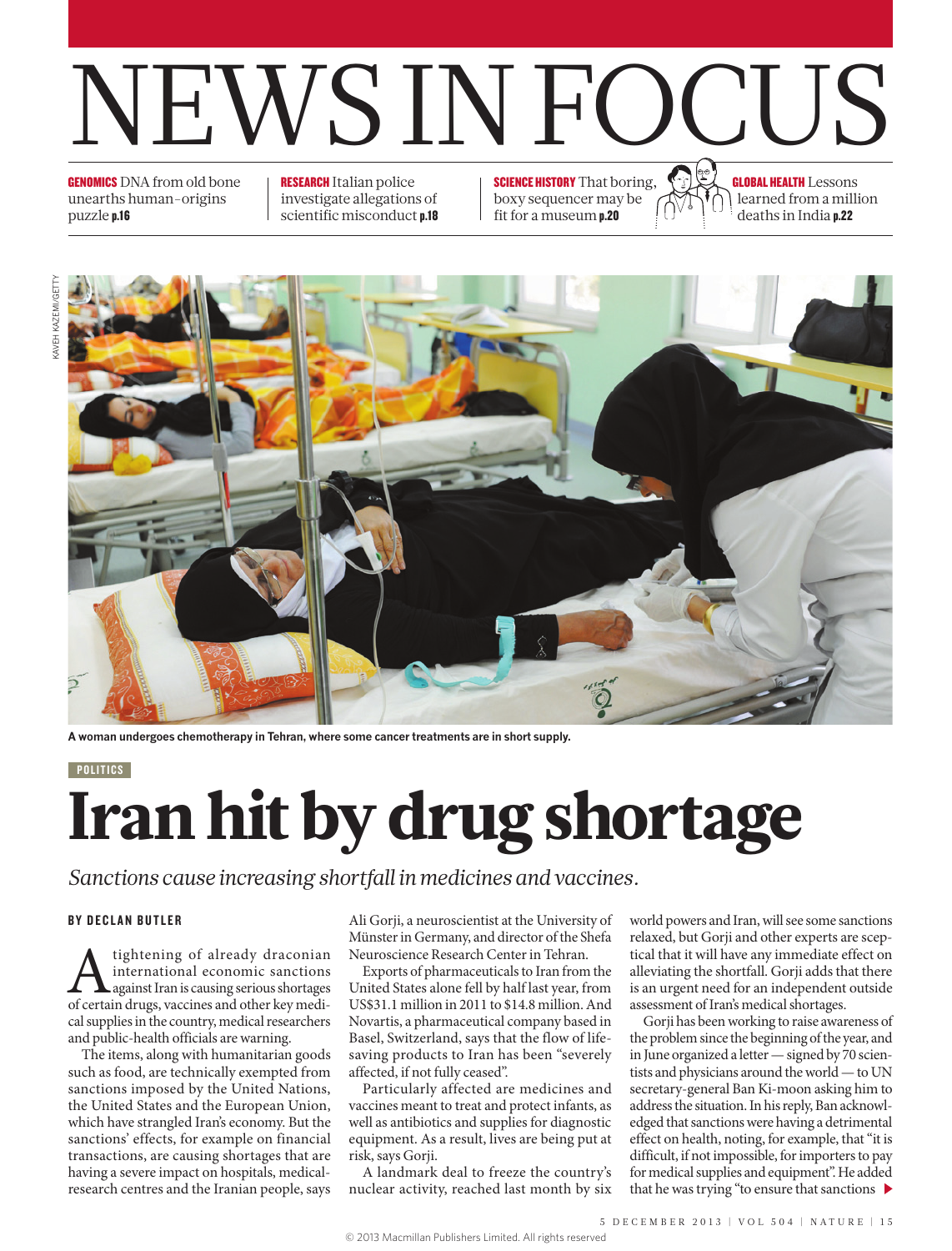# NEWS IN FOCUS

**GENOMICS** DNA from old bone unearths human-origins puzzle **p.16**

**RESEARCH** Italian police investigate allegations of scientific misconduct **p.18**

**SCIENCE HISTORY** That boring, boxy sequencer may be fit for a museum **p.20**

**GLOBAL HEALTH** Lessons learned from a million deaths in India **p.22**

KAVEH KAZEMI/GETTY

**A woman undergoes chemotherapy in Tehran, where some cancer treatments are in short supply.**

POLITICS

# Iran hit by drug shortage

*Sanctions cause increasing shortfall in medicines and vaccines.*

**BY DECLAN BUTLER**

A tightening of already draconian international economic sanctions against Iran is causing serious shortages of certain drugs, vaccines and other key medical supplies in the country, medical researchers and public-health officials are warning.

The items, along with humanitarian goods such as food, are technically exempted from sanctions imposed by the United Nations, the United States and the European Union, which have strangled Iran's economy. But the sanctions' effects, for example on financial transactions, are causing shortages that are having a severe impact on hospitals, medical-research centres and the Iranian people, says Ali Gorji, a neuroscientist at the University of Münster in Germany, and director of the Shefa Neuroscience Research Center in Tehran.

Exports of pharmaceuticals to Iran from the United States alone fell by half last year, from US$31.1 million in 2011 to $14.8 million. And Novartis, a pharmaceutical company based in Basel, Switzerland, says that the flow of life-saving products to Iran has been "severely affected, if not fully ceased".

Particularly affected are medicines and vaccines meant to treat and protect infants, as well as antibiotics and supplies for diagnostic equipment. As a result, lives are being put at risk, says Gorji.

A landmark deal to freeze the country's nuclear activity, reached last month by six world powers and Iran, will see some sanctions relaxed, but Gorji and other experts are sceptical that it will have any immediate effect on alleviating the shortfall. Gorji adds that there is an urgent need for an independent outside assessment of Iran's medical shortages.

Gorji has been working to raise awareness of the problem since the beginning of the year, and in June organized a letter — signed by 70 scientists and physicians around the world — to UN secretary-general Ban Ki-moon asking him to address the situation. In his reply, Ban acknowledged that sanctions were having a detrimental effect on health, noting, for example, that "it is difficult, if not impossible, for importers to pay for medical supplies and equipment". He added that he was trying "to ensure that sanctions ▶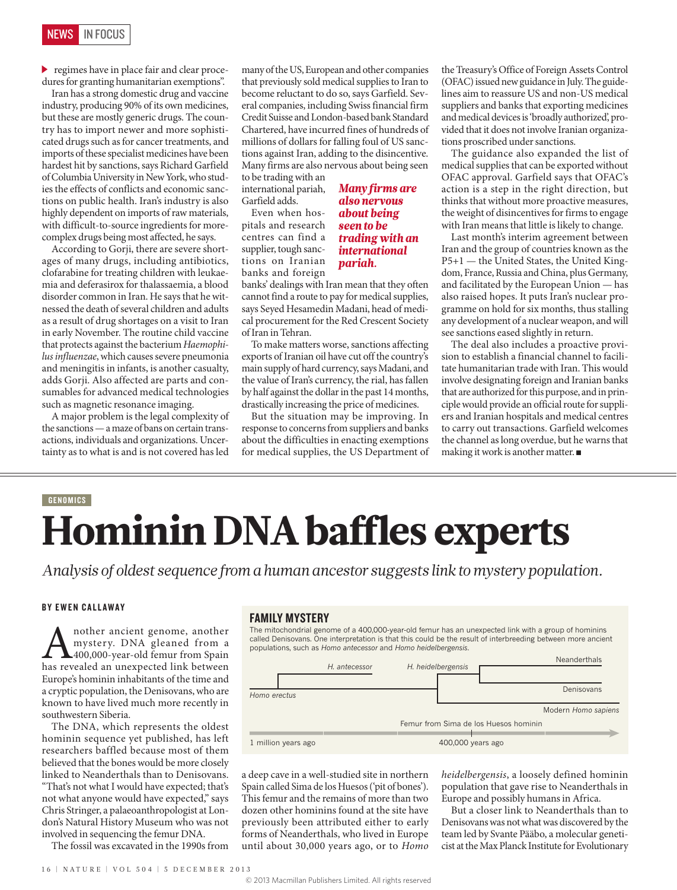regimes have in place fair and clear procedures for granting humanitarian exemptions".

Iran has a strong domestic drug and vaccine industry, producing 90% of its own medicines, but these are mostly generic drugs. The country has to import newer and more sophisticated drugs such as for cancer treatments, and imports of these specialist medicines have been hardest hit by sanctions, says Richard Garfield of Columbia University in New York, who studies the effects of conflicts and economic sanctions on public health. Iran's industry is also highly dependent on imports of raw materials, with difficult-to-source ingredients for more-complex drugs being most affected, he says.

According to Gorji, there are severe shortages of many drugs, including antibiotics, clofarabine for treating children with leukaemia and deferasirox for thalassaemia, a blood disorder common in Iran. He says that he witnessed the death of several children and adults as a result of drug shortages on a visit to Iran in early November. The routine child vaccine that protects against the bacterium *Haemophilus influenzae*, which causes severe pneumonia and meningitis in infants, is another casualty, adds Gorji. Also affected are parts and consumables for advanced medical technologies such as magnetic resonance imaging.

A major problem is the legal complexity of the sanctions — a maze of bans on certain transactions, individuals and organizations. Uncertainty as to what is and is not covered has led many of the US, European and other companies that previously sold medical supplies to Iran to become reluctant to do so, says Garfield. Several companies, including Swiss financial firm Credit Suisse and London-based bank Standard Chartered, have incurred fines of hundreds of millions of dollars for falling foul of US sanctions against Iran, adding to the disincentive. Many firms are also nervous about being seen to be trading with an international pariah, Garfield adds.

> *Many firms are also nervous about being seen to be trading with an international pariah.*

Even when hospitals and research centres can find a supplier, tough sanctions on Iranian banks and foreign banks' dealings with Iran mean that they often cannot find a route to pay for medical supplies, says Seyed Hesamedin Madani, head of medical procurement for the Red Crescent Society of Iran in Tehran.

To make matters worse, sanctions affecting exports of Iranian oil have cut off the country's main supply of hard currency, says Madani, and the value of Iran's currency, the rial, has fallen by half against the dollar in the past 14 months, drastically increasing the price of medicines.

But the situation may be improving. In response to concerns from suppliers and banks about the difficulties in enacting exemptions for medical supplies, the US Department of the Treasury's Office of Foreign Assets Control (OFAC) issued new guidance in July. The guidelines aim to reassure US and non-US medical suppliers and banks that exporting medicines and medical devices is 'broadly authorized', provided that it does not involve Iranian organizations proscribed under sanctions.

The guidance also expanded the list of medical supplies that can be exported without OFAC approval. Garfield says that OFAC's action is a step in the right direction, but thinks that without more proactive measures, the weight of disincentives for firms to engage with Iran means that little is likely to change.

Last month's interim agreement between Iran and the group of countries known as the P5+1 — the United States, the United Kingdom, France, Russia and China, plus Germany, and facilitated by the European Union — has also raised hopes. It puts Iran's nuclear programme on hold for six months, thus stalling any development of a nuclear weapon, and will see sanctions eased slightly in return.

The deal also includes a proactive provision to establish a financial channel to facilitate humanitarian trade with Iran. This would involve designating foreign and Iranian banks that are authorized for this purpose, and in principle would provide an official route for suppliers and Iranian hospitals and medical centres to carry out transactions. Garfield welcomes the channel as long overdue, but he warns that making it work is another matter. ■

GENOMICS

# Hominin DNA baffles experts

*Analysis of oldest sequence from a human ancestor suggests link to mystery population.*

**BY EWEN CALLAWAY**

Another ancient genome, another mystery. DNA gleaned from a 400,000-year-old femur from Spain has revealed an unexpected link between Europe's hominin inhabitants of the time and a cryptic population, the Denisovans, who are known to have lived much more recently in southwestern Siberia.

The DNA, which represents the oldest hominin sequence yet published, has left researchers baffled because most of them believed that the bones would be more closely linked to Neanderthals than to Denisovans. "That's not what I would have expected; that's not what anyone would have expected," says Chris Stringer, a palaeoanthropologist at London's Natural History Museum who was not involved in sequencing the femur DNA.

The fossil was excavated in the 1990s from a deep cave in a well-studied site in northern Spain called Sima de los Huesos ('pit of bones'). This femur and the remains of more than two dozen other hominins found at the site have previously been attributed either to early forms of Neanderthals, who lived in Europe until about 30,000 years ago, or to *Homo heidelbergensis*, a loosely defined hominin population that gave rise to Neanderthals in Europe and possibly humans in Africa.

But a closer link to Neanderthals than to Denisovans was not what was discovered by the team led by Svante Pääbo, a molecular geneticist at the Max Planck Institute for Evolutionary

**FAMILY MYSTERY**

The mitochondrial genome of a 400,000-year-old femur has an unexpected link with a group of hominins called Denisovans. One interpretation is that this could be the result of interbreeding between more ancient populations, such as *Homo antecessor* and *Homo heidelbergensis*.

*H. antecessor*
*H. heidelbergensis*
Neanderthals
Denisovans
*Homo erectus*
Modern *Homo sapiens*
Femur from Sima de los Huesos hominin
1 million years ago
400,000 years ago